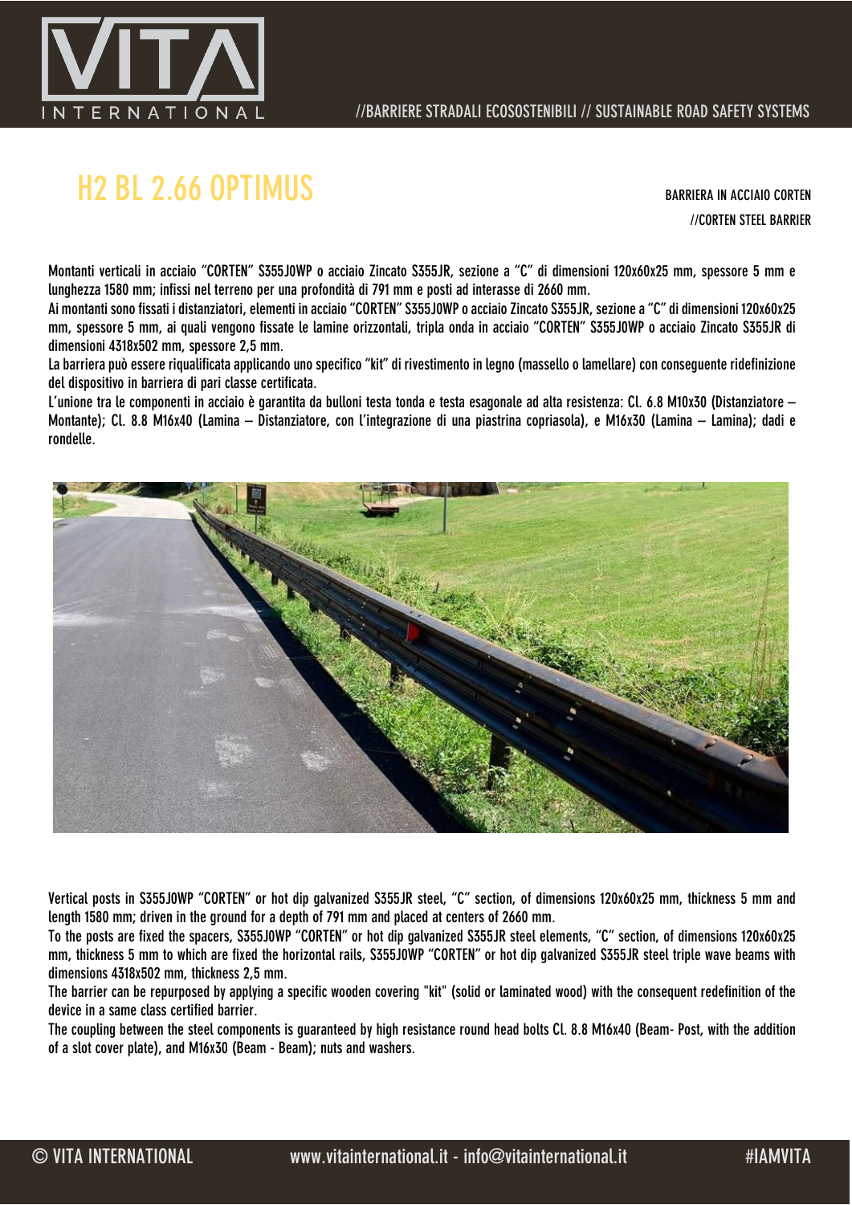# H2 BL 2.66 OPTIMUS

BARRIERA IN ACCIAIO CORTEN

//CORTEN STEEL BARRIER

Montanti verticali in acciaio "CORTEN" S355J0WP o acciaio Zincato S355JR, sezione a "C" di dimensioni 120x60x25 mm, spessore 5 mm e lunghezza 1580 mm; infissi nel terreno per una profondità di 791 mm e posti ad interasse di 2660 mm.

Ai montanti sono fissati i distanziatori, elementi in acciaio "CORTEN" S355J0WP o acciaio Zincato S355JR, sezione a "C" di dimensioni 120x60x25 mm, spessore 5 mm, ai quali vengono fissate le lamine orizzontali, tripla onda in acciaio "CORTEN" S355J0WP o acciaio Zincato S355JR di dimensioni 4318x502 mm, spessore 2,5 mm.

La barriera può essere riqualificata applicando uno specifico "kit" di rivestimento in legno (massello o lamellare) con conseguente ridefinizione del dispositivo in barriera di pari classe certificata.

L'unione tra le componenti in acciaio è garantita da bulloni testa tonda e testa esagonale ad alta resistenza: Cl. 6.8 M10x30 (Distanziatore – Montante); Cl. 8.8 M16x40 (Lamina – Distanziatore, con l'integrazione di una piastrina copriasola), e M16x30 (Lamina – Lamina); dadi e rondelle.

Vertical posts in S355J0WP "CORTEN" or hot dip galvanized S355JR steel, "C" section, of dimensions 120x60x25 mm, thickness 5 mm and length 1580 mm; driven in the ground for a depth of 791 mm and placed at centers of 2660 mm.

To the posts are fixed the spacers, S355J0WP "CORTEN" or hot dip galvanized S355JR steel elements, "C" section, of dimensions 120x60x25 mm, thickness 5 mm to which are fixed the horizontal rails, S355J0WP "CORTEN" or hot dip galvanized S355JR steel triple wave beams with dimensions 4318x502 mm, thickness 2,5 mm.

The barrier can be repurposed by applying a specific wooden covering "kit" (solid or laminated wood) with the consequent redefinition of the device in a same class certified barrier.

The coupling between the steel components is guaranteed by high resistance round head bolts Cl. 8.8 M16x40 (Beam- Post, with the addition of a slot cover plate), and M16x30 (Beam - Beam); nuts and washers.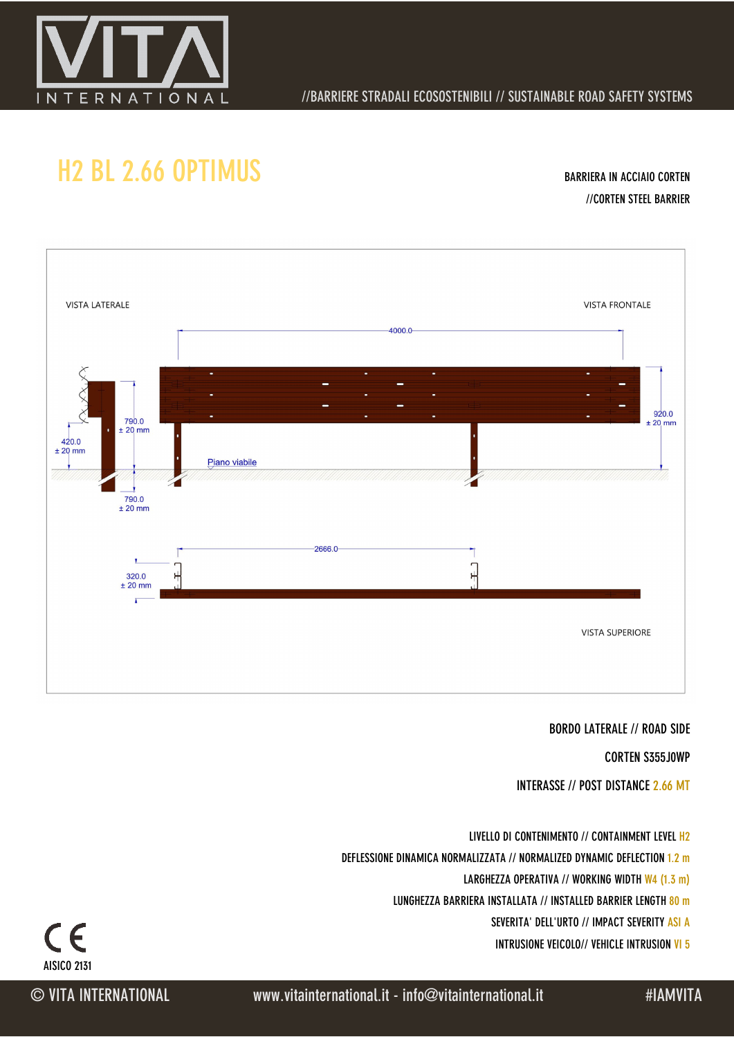# H2 BL 2.66 OPTIMUS

BARRIERA IN ACCIAIO CORTEN

//CORTEN STEEL BARRIER

VISTA LATERALE

VISTA FRONTALE

4000.0

790.0
± 20 mm

420.0
± 20 mm

920.0
± 20 mm

Piano viabile

790.0
± 20 mm

2666.0

320.0
± 20 mm

VISTA SUPERIORE

BORDO LATERALE // ROAD SIDE

CORTEN S355J0WP

INTERASSE // POST DISTANCE 2.66 MT

LIVELLO DI CONTENIMENTO // CONTAINMENT LEVEL H2

DEFLESSIONE DINAMICA NORMALIZZATA // NORMALIZED DYNAMIC DEFLECTION 1.2 m

LARGHEZZA OPERATIVA // WORKING WIDTH W4 (1.3 m)

LUNGHEZZA BARRIERA INSTALLATA // INSTALLED BARRIER LENGTH 80 m

SEVERITA' DELL'URTO // IMPACT SEVERITY ASI A

INTRUSIONE VEICOLO// VEHICLE INTRUSION VI 5

CE

AISICO 2131